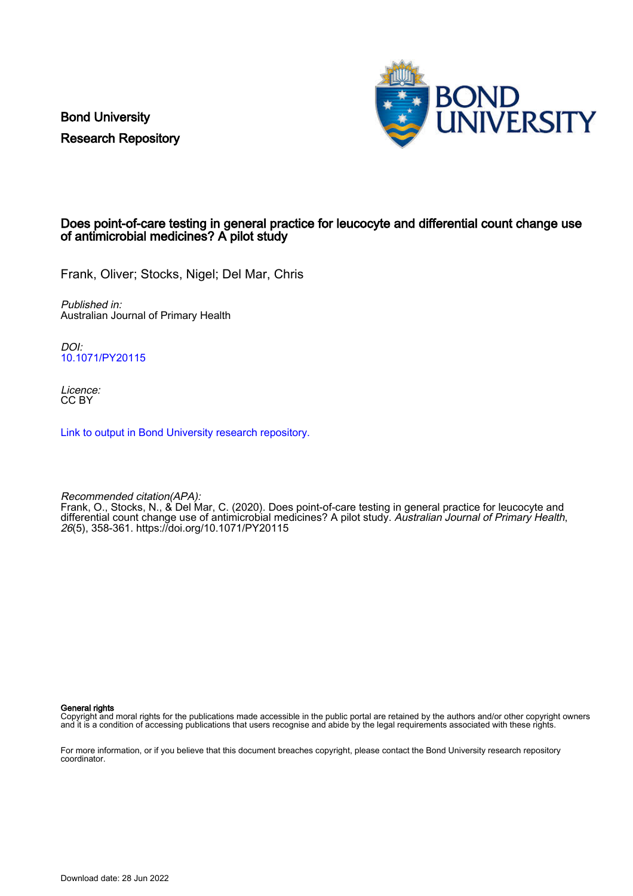Bond University
Research Repository

# Does point-of-care testing in general practice for leucocyte and differential count change use of antimicrobial medicines? A pilot study

Frank, Oliver; Stocks, Nigel; Del Mar, Chris

*Published in:*
Australian Journal of Primary Health

*DOI:*
10.1071/PY20115

*Licence:*
CC BY

Link to output in Bond University research repository.

*Recommended citation(APA):*
Frank, O., Stocks, N., & Del Mar, C. (2020). Does point-of-care testing in general practice for leucocyte and differential count change use of antimicrobial medicines? A pilot study. *Australian Journal of Primary Health*, *26*(5), 358-361. https://doi.org/10.1071/PY20115

**General rights**
Copyright and moral rights for the publications made accessible in the public portal are retained by the authors and/or other copyright owners and it is a condition of accessing publications that users recognise and abide by the legal requirements associated with these rights.

For more information, or if you believe that this document breaches copyright, please contact the Bond University research repository coordinator.

Download date: 28 Jun 2022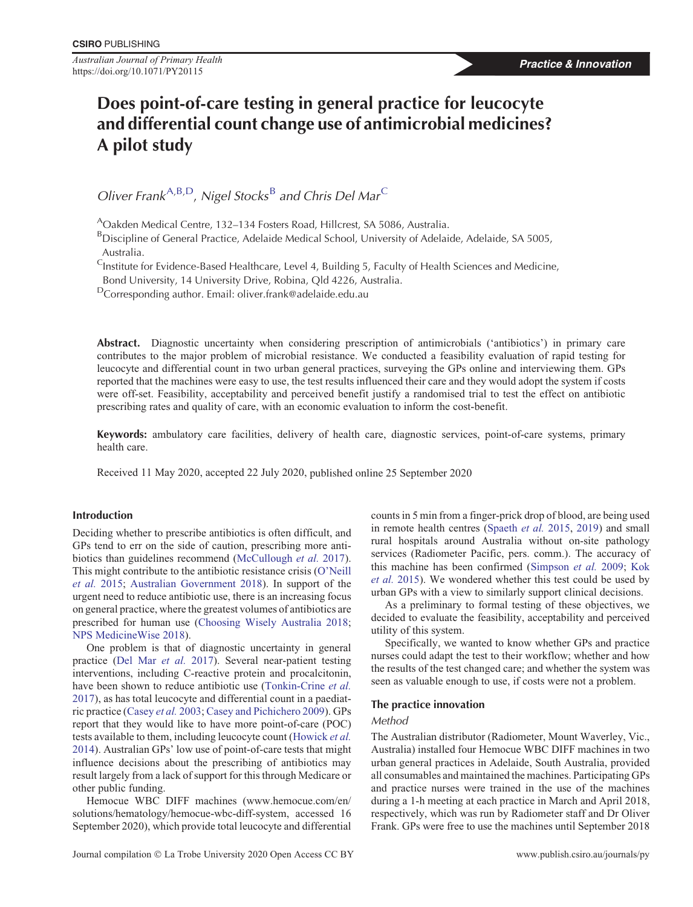CSIRO PUBLISHING

*Australian Journal of Primary Health*
https://doi.org/10.1071/PY20115

**Practice & Innovation**

# Does point-of-care testing in general practice for leucocyte and differential count change use of antimicrobial medicines? A pilot study

*Oliver Frank*[A,B,D], *Nigel Stocks*[B] *and Chris Del Mar*[C]

[A]Oakden Medical Centre, 132–134 Fosters Road, Hillcrest, SA 5086, Australia.
[B]Discipline of General Practice, Adelaide Medical School, University of Adelaide, Adelaide, SA 5005, Australia.
[C]Institute for Evidence-Based Healthcare, Level 4, Building 5, Faculty of Health Sciences and Medicine, Bond University, 14 University Drive, Robina, Qld 4226, Australia.
[D]Corresponding author. Email: oliver.frank@adelaide.edu.au

**Abstract.** Diagnostic uncertainty when considering prescription of antimicrobials ('antibiotics') in primary care contributes to the major problem of microbial resistance. We conducted a feasibility evaluation of rapid testing for leucocyte and differential count in two urban general practices, surveying the GPs online and interviewing them. GPs reported that the machines were easy to use, the test results influenced their care and they would adopt the system if costs were off-set. Feasibility, acceptability and perceived benefit justify a randomised trial to test the effect on antibiotic prescribing rates and quality of care, with an economic evaluation to inform the cost-benefit.

**Keywords:** ambulatory care facilities, delivery of health care, diagnostic services, point-of-care systems, primary health care.

Received 11 May 2020, accepted 22 July 2020, published online 25 September 2020

## Introduction

Deciding whether to prescribe antibiotics is often difficult, and GPs tend to err on the side of caution, prescribing more antibiotics than guidelines recommend (McCullough *et al.* 2017). This might contribute to the antibiotic resistance crisis (O'Neill *et al.* 2015; Australian Government 2018). In support of the urgent need to reduce antibiotic use, there is an increasing focus on general practice, where the greatest volumes of antibiotics are prescribed for human use (Choosing Wisely Australia 2018; NPS MedicineWise 2018).

One problem is that of diagnostic uncertainty in general practice (Del Mar *et al.* 2017). Several near-patient testing interventions, including C-reactive protein and procalcitonin, have been shown to reduce antibiotic use (Tonkin-Crine *et al.* 2017), as has total leucocyte and differential count in a paediatric practice (Casey *et al.* 2003; Casey and Pichichero 2009). GPs report that they would like to have more point-of-care (POC) tests available to them, including leucocyte count (Howick *et al.* 2014). Australian GPs' low use of point-of-care tests that might influence decisions about the prescribing of antibiotics may result largely from a lack of support for this through Medicare or other public funding.

Hemocue WBC DIFF machines (www.hemocue.com/en/solutions/hematology/hemocue-wbc-diff-system, accessed 16 September 2020), which provide total leucocyte and differential counts in 5 min from a finger-prick drop of blood, are being used in remote health centres (Spaeth *et al.* 2015, 2019) and small rural hospitals around Australia without on-site pathology services (Radiometer Pacific, pers. comm.). The accuracy of this machine has been confirmed (Simpson *et al.* 2009; Kok *et al.* 2015). We wondered whether this test could be used by urban GPs with a view to similarly support clinical decisions.

As a preliminary to formal testing of these objectives, we decided to evaluate the feasibility, acceptability and perceived utility of this system.

Specifically, we wanted to know whether GPs and practice nurses could adapt the test to their workflow; whether and how the results of the test changed care; and whether the system was seen as valuable enough to use, if costs were not a problem.

## The practice innovation

### *Method*

The Australian distributor (Radiometer, Mount Waverley, Vic., Australia) installed four Hemocue WBC DIFF machines in two urban general practices in Adelaide, South Australia, provided all consumables and maintained the machines. Participating GPs and practice nurses were trained in the use of the machines during a 1-h meeting at each practice in March and April 2018, respectively, which was run by Radiometer staff and Dr Oliver Frank. GPs were free to use the machines until September 2018

Journal compilation © La Trobe University 2020 Open Access CC BY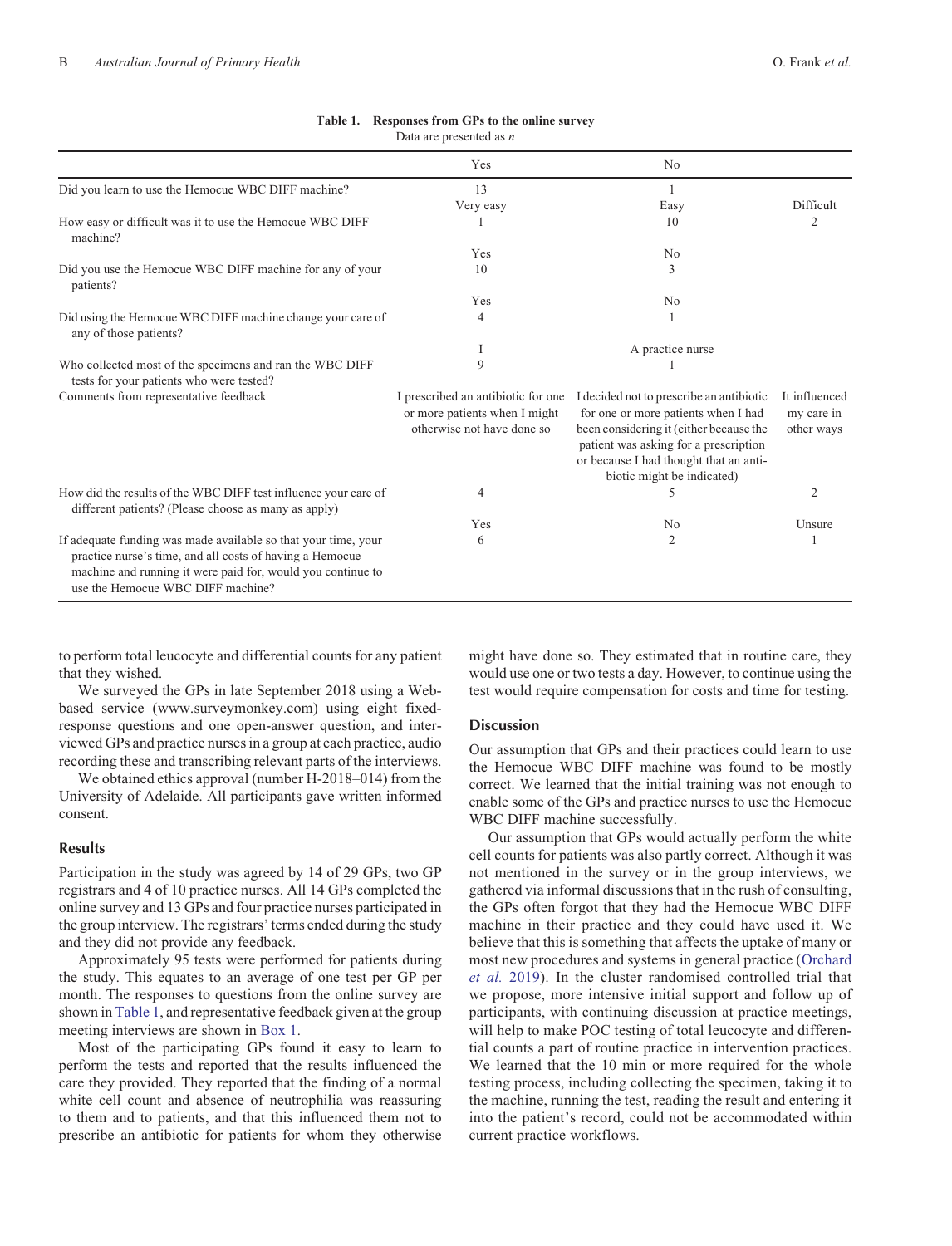Table 1. Responses from GPs to the online survey

Data are presented as *n*

| | Yes | No | |
|---|---|---|---|
| Did you learn to use the Hemocue WBC DIFF machine? | 13 | 1 | |
| | Very easy | Easy | Difficult |
| How easy or difficult was it to use the Hemocue WBC DIFF machine? | 1 | 10 | 2 |
| | Yes | No | |
| Did you use the Hemocue WBC DIFF machine for any of your patients? | 10 | 3 | |
| | Yes | No | |
| Did using the Hemocue WBC DIFF machine change your care of any of those patients? | 4 | 1 | |
| | I | A practice nurse | |
| Who collected most of the specimens and ran the WBC DIFF tests for your patients who were tested? | 9 | 1 | |
| Comments from representative feedback | I prescribed an antibiotic for one or more patients when I might otherwise not have done so | I decided not to prescribe an antibiotic for one or more patients when I had been considering it (either because the patient was asking for a prescription or because I had thought that an antibiotic might be indicated) | It influenced my care in other ways |
| How did the results of the WBC DIFF test influence your care of different patients? (Please choose as many as apply) | 4 | 5 | 2 |
| | Yes | No | Unsure |
| If adequate funding was made available so that your time, your practice nurse's time, and all costs of having a Hemocue machine and running it were paid for, would you continue to use the Hemocue WBC DIFF machine? | 6 | 2 | 1 |

to perform total leucocyte and differential counts for any patient that they wished.

We surveyed the GPs in late September 2018 using a Web-based service (www.surveymonkey.com) using eight fixed-response questions and one open-answer question, and interviewed GPs and practice nurses in a group at each practice, audio recording these and transcribing relevant parts of the interviews.

We obtained ethics approval (number H-2018–014) from the University of Adelaide. All participants gave written informed consent.

## Results

Participation in the study was agreed by 14 of 29 GPs, two GP registrars and 4 of 10 practice nurses. All 14 GPs completed the online survey and 13 GPs and four practice nurses participated in the group interview. The registrars' terms ended during the study and they did not provide any feedback.

Approximately 95 tests were performed for patients during the study. This equates to an average of one test per GP per month. The responses to questions from the online survey are shown in Table 1, and representative feedback given at the group meeting interviews are shown in Box 1.

Most of the participating GPs found it easy to learn to perform the tests and reported that the results influenced the care they provided. They reported that the finding of a normal white cell count and absence of neutrophilia was reassuring to them and to patients, and that this influenced them not to prescribe an antibiotic for patients for whom they otherwise might have done so. They estimated that in routine care, they would use one or two tests a day. However, to continue using the test would require compensation for costs and time for testing.

## Discussion

Our assumption that GPs and their practices could learn to use the Hemocue WBC DIFF machine was found to be mostly correct. We learned that the initial training was not enough to enable some of the GPs and practice nurses to use the Hemocue WBC DIFF machine successfully.

Our assumption that GPs would actually perform the white cell counts for patients was also partly correct. Although it was not mentioned in the survey or in the group interviews, we gathered via informal discussions that in the rush of consulting, the GPs often forgot that they had the Hemocue WBC DIFF machine in their practice and they could have used it. We believe that this is something that affects the uptake of many or most new procedures and systems in general practice (Orchard *et al.* 2019). In the cluster randomised controlled trial that we propose, more intensive initial support and follow up of participants, with continuing discussion at practice meetings, will help to make POC testing of total leucocyte and differential counts a part of routine practice in intervention practices. We learned that the 10 min or more required for the whole testing process, including collecting the specimen, taking it to the machine, running the test, reading the result and entering it into the patient's record, could not be accommodated within current practice workflows.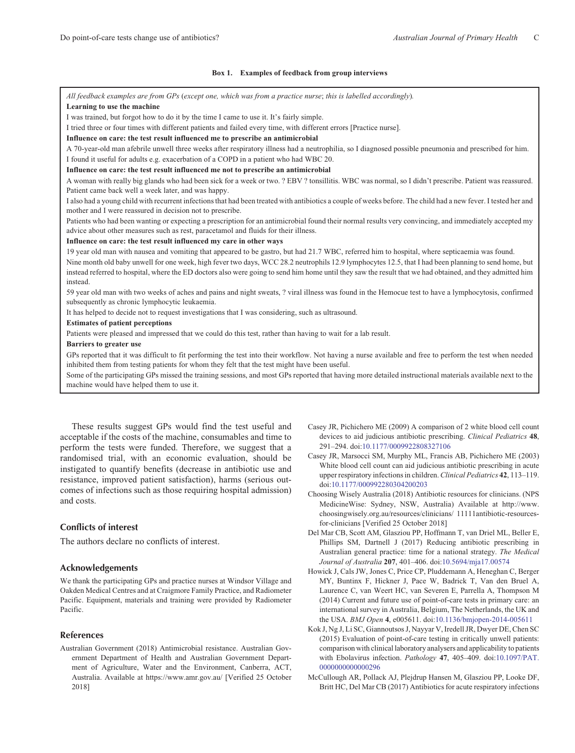**Box 1. Examples of feedback from group interviews**

*All feedback examples are from GPs* (*except one, which was from a practice nurse*; *this is labelled accordingly*).

**Learning to use the machine**

I was trained, but forgot how to do it by the time I came to use it. It's fairly simple.

I tried three or four times with different patients and failed every time, with different errors [Practice nurse].

**Influence on care: the test result influenced me to prescribe an antimicrobial**

A 70-year-old man afebrile unwell three weeks after respiratory illness had a neutrophilia, so I diagnosed possible pneumonia and prescribed for him.

I found it useful for adults e.g. exacerbation of a COPD in a patient who had WBC 20.

**Influence on care: the test result influenced me not to prescribe an antimicrobial**

A woman with really big glands who had been sick for a week or two. ? EBV ? tonsillitis. WBC was normal, so I didn't prescribe. Patient was reassured. Patient came back well a week later, and was happy.

I also had a young child with recurrent infections that had been treated with antibiotics a couple of weeks before. The child had a new fever. I tested her and mother and I were reassured in decision not to prescribe.

Patients who had been wanting or expecting a prescription for an antimicrobial found their normal results very convincing, and immediately accepted my advice about other measures such as rest, paracetamol and fluids for their illness.

**Influence on care: the test result influenced my care in other ways**

19 year old man with nausea and vomiting that appeared to be gastro, but had 21.7 WBC, referred him to hospital, where septicaemia was found.

Nine month old baby unwell for one week, high fever two days, WCC 28.2 neutrophils 12.9 lymphocytes 12.5, that I had been planning to send home, but instead referred to hospital, where the ED doctors also were going to send him home until they saw the result that we had obtained, and they admitted him instead.

59 year old man with two weeks of aches and pains and night sweats, ? viral illness was found in the Hemocue test to have a lymphocytosis, confirmed subsequently as chronic lymphocytic leukaemia.

It has helped to decide not to request investigations that I was considering, such as ultrasound.

**Estimates of patient perceptions**

Patients were pleased and impressed that we could do this test, rather than having to wait for a lab result.

**Barriers to greater use**

GPs reported that it was difficult to fit performing the test into their workflow. Not having a nurse available and free to perform the test when needed inhibited them from testing patients for whom they felt that the test might have been useful.

Some of the participating GPs missed the training sessions, and most GPs reported that having more detailed instructional materials available next to the machine would have helped them to use it.

These results suggest GPs would find the test useful and acceptable if the costs of the machine, consumables and time to perform the tests were funded. Therefore, we suggest that a randomised trial, with an economic evaluation, should be instigated to quantify benefits (decrease in antibiotic use and resistance, improved patient satisfaction), harms (serious outcomes of infections such as those requiring hospital admission) and costs.

## Conflicts of interest

The authors declare no conflicts of interest.

## Acknowledgements

We thank the participating GPs and practice nurses at Windsor Village and Oakden Medical Centres and at Craigmore Family Practice, and Radiometer Pacific. Equipment, materials and training were provided by Radiometer Pacific.

## References

Australian Government (2018) Antimicrobial resistance. Australian Government Department of Health and Australian Government Department of Agriculture, Water and the Environment, Canberra, ACT, Australia. Available at https://www.amr.gov.au/ [Verified 25 October 2018]

Casey JR, Pichichero ME (2009) A comparison of 2 white blood cell count devices to aid judicious antibiotic prescribing. *Clinical Pediatrics* **48**, 291–294. doi:10.1177/0009922808327106

Casey JR, Marsocci SM, Murphy ML, Francis AB, Pichichero ME (2003) White blood cell count can aid judicious antibiotic prescribing in acute upper respiratory infections in children. *Clinical Pediatrics* **42**, 113–119. doi:10.1177/000992280304200203

Choosing Wisely Australia (2018) Antibiotic resources for clinicians. (NPS MedicineWise: Sydney, NSW, Australia) Available at http://www.choosingwisely.org.au/resources/clinicians/ 11111antibiotic-resources-for-clinicians [Verified 25 October 2018]

Del Mar CB, Scott AM, Glasziou PP, Hoffmann T, van Driel ML, Beller E, Phillips SM, Dartnell J (2017) Reducing antibiotic prescribing in Australian general practice: time for a national strategy. *The Medical Journal of Australia* **207**, 401–406. doi:10.5694/mja17.00574

Howick J, Cals JW, Jones C, Price CP, Pluddemann A, Heneghan C, Berger MY, Buntinx F, Hickner J, Pace W, Badrick T, Van den Bruel A, Laurence C, van Weert HC, van Severen E, Parrella A, Thompson M (2014) Current and future use of point-of-care tests in primary care: an international survey in Australia, Belgium, The Netherlands, the UK and the USA. *BMJ Open* **4**, e005611. doi:10.1136/bmjopen-2014-005611

Kok J, Ng J, Li SC, Giannoutsos J, Nayyar V, Iredell JR, Dwyer DE, Chen SC (2015) Evaluation of point-of-care testing in critically unwell patients: comparison with clinical laboratory analysers and applicability to patients with Ebolavirus infection. *Pathology* **47**, 405–409. doi:10.1097/PAT.0000000000000296

McCullough AR, Pollack AJ, Plejdrup Hansen M, Glasziou PP, Looke DF, Britt HC, Del Mar CB (2017) Antibiotics for acute respiratory infections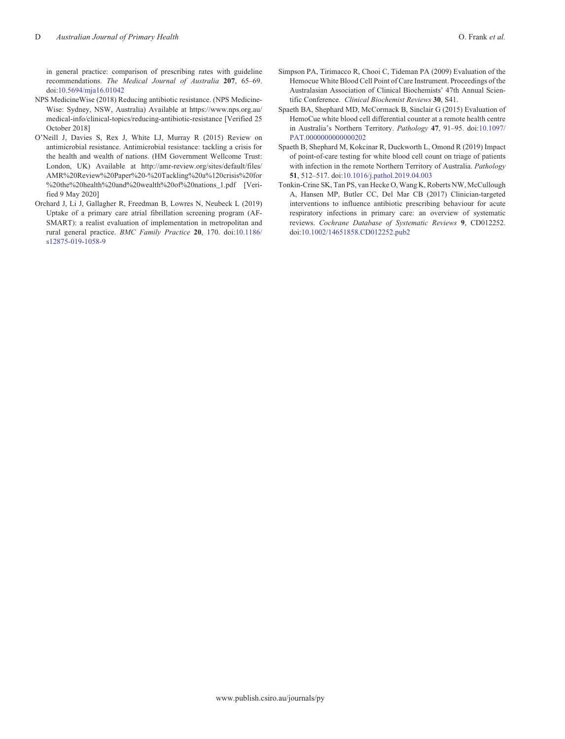in general practice: comparison of prescribing rates with guideline recommendations. *The Medical Journal of Australia* **207**, 65–69. doi:10.5694/mja16.01042

NPS MedicineWise (2018) Reducing antibiotic resistance. (NPS MedicineWise: Sydney, NSW, Australia) Available at https://www.nps.org.au/medical-info/clinical-topics/reducing-antibiotic-resistance [Verified 25 October 2018]

O'Neill J, Davies S, Rex J, White LJ, Murray R (2015) Review on antimicrobial resistance. Antimicrobial resistance: tackling a crisis for the health and wealth of nations. (HM Government Wellcome Trust: London, UK) Available at http://amr-review.org/sites/default/files/AMR%20Review%20Paper%20-%20Tackling%20a%120crisis%20for%20the%20health%20and%20wealth%20of%20nations_1.pdf [Verified 9 May 2020]

Orchard J, Li J, Gallagher R, Freedman B, Lowres N, Neubeck L (2019) Uptake of a primary care atrial fibrillation screening program (AF-SMART): a realist evaluation of implementation in metropolitan and rural general practice. *BMC Family Practice* **20**, 170. doi:10.1186/s12875-019-1058-9

Simpson PA, Tirimacco R, Chooi C, Tideman PA (2009) Evaluation of the Hemocue White Blood Cell Point of Care Instrument. Proceedings of the Australasian Association of Clinical Biochemists' 47th Annual Scientific Conference. *Clinical Biochemist Reviews* **30**, S41.

Spaeth BA, Shephard MD, McCormack B, Sinclair G (2015) Evaluation of HemoCue white blood cell differential counter at a remote health centre in Australia's Northern Territory. *Pathology* **47**, 91–95. doi:10.1097/PAT.0000000000000202

Spaeth B, Shephard M, Kokcinar R, Duckworth L, Omond R (2019) Impact of point-of-care testing for white blood cell count on triage of patients with infection in the remote Northern Territory of Australia. *Pathology* **51**, 512–517. doi:10.1016/j.pathol.2019.04.003

Tonkin-Crine SK, Tan PS, van Hecke O, Wang K, Roberts NW, McCullough A, Hansen MP, Butler CC, Del Mar CB (2017) Clinician-targeted interventions to influence antibiotic prescribing behaviour for acute respiratory infections in primary care: an overview of systematic reviews. *Cochrane Database of Systematic Reviews* **9**, CD012252. doi:10.1002/14651858.CD012252.pub2